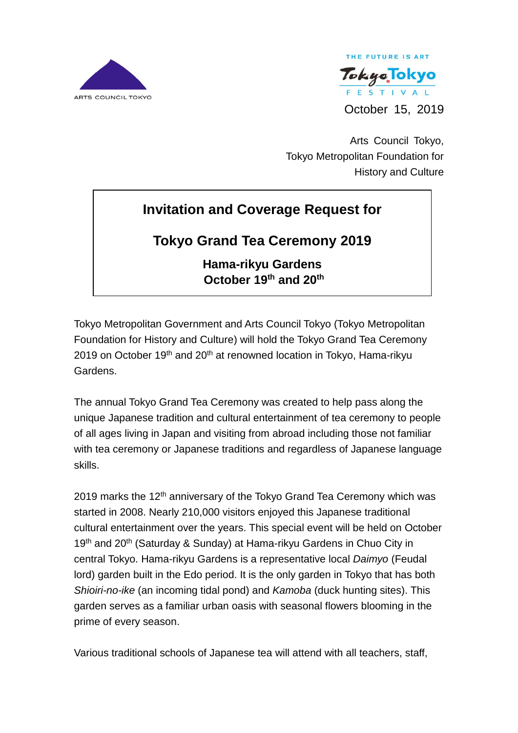ARTS COUNCIL TOKYO

THE FUTURE IS ART
Tokyo Tokyo FESTIVAL

October 15, 2019

Arts Council Tokyo,
Tokyo Metropolitan Foundation for
History and Culture

# Invitation and Coverage Request for

# Tokyo Grand Tea Ceremony 2019

**Hama-rikyu Gardens**
**October 19th and 20th**

Tokyo Metropolitan Government and Arts Council Tokyo (Tokyo Metropolitan Foundation for History and Culture) will hold the Tokyo Grand Tea Ceremony 2019 on October 19th and 20th at renowned location in Tokyo, Hama-rikyu Gardens.

The annual Tokyo Grand Tea Ceremony was created to help pass along the unique Japanese tradition and cultural entertainment of tea ceremony to people of all ages living in Japan and visiting from abroad including those not familiar with tea ceremony or Japanese traditions and regardless of Japanese language skills.

2019 marks the 12th anniversary of the Tokyo Grand Tea Ceremony which was started in 2008. Nearly 210,000 visitors enjoyed this Japanese traditional cultural entertainment over the years. This special event will be held on October 19th and 20th (Saturday & Sunday) at Hama-rikyu Gardens in Chuo City in central Tokyo. Hama-rikyu Gardens is a representative local *Daimyo* (Feudal lord) garden built in the Edo period. It is the only garden in Tokyo that has both *Shioiri-no-ike* (an incoming tidal pond) and *Kamoba* (duck hunting sites). This garden serves as a familiar urban oasis with seasonal flowers blooming in the prime of every season.

Various traditional schools of Japanese tea will attend with all teachers, staff,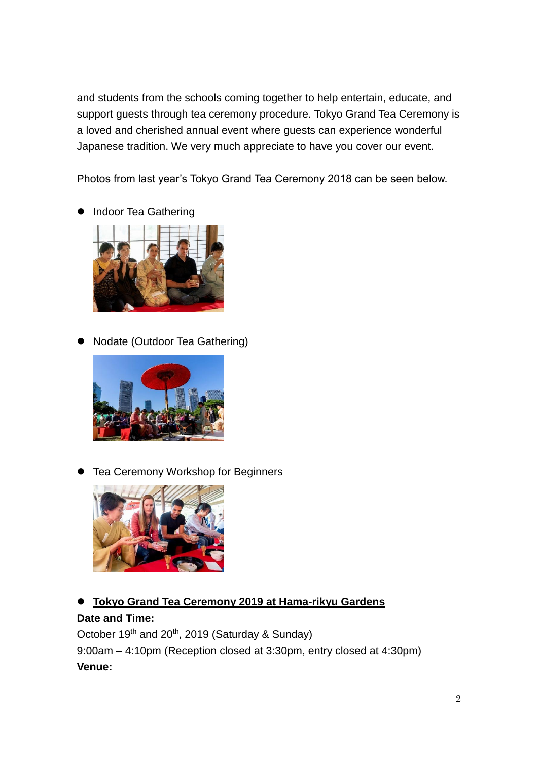and students from the schools coming together to help entertain, educate, and support guests through tea ceremony procedure. Tokyo Grand Tea Ceremony is a loved and cherished annual event where guests can experience wonderful Japanese tradition. We very much appreciate to have you cover our event.

Photos from last year's Tokyo Grand Tea Ceremony 2018 can be seen below.

- Indoor Tea Gathering

- Nodate (Outdoor Tea Gathering)

- Tea Ceremony Workshop for Beginners

- **<u>Tokyo Grand Tea Ceremony 2019 at Hama-rikyu Gardens</u>**

**Date and Time:**

October 19th and 20th, 2019 (Saturday & Sunday)

9:00am – 4:10pm (Reception closed at 3:30pm, entry closed at 4:30pm)

**Venue:**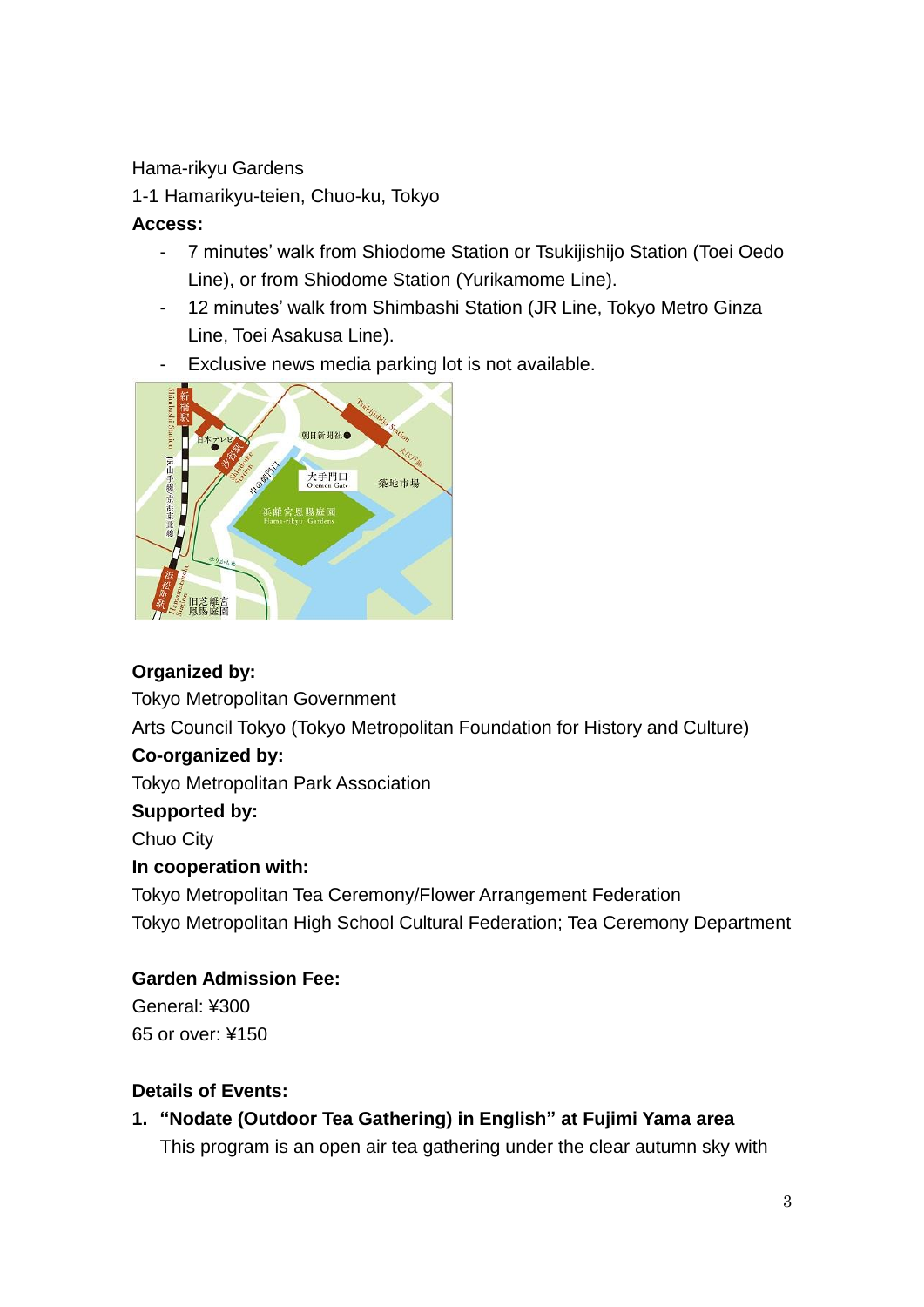Hama-rikyu Gardens

1-1 Hamarikyu-teien, Chuo-ku, Tokyo

**Access:**

- 7 minutes' walk from Shiodome Station or Tsukijishijo Station (Toei Oedo Line), or from Shiodome Station (Yurikamome Line).
- 12 minutes' walk from Shimbashi Station (JR Line, Tokyo Metro Ginza Line, Toei Asakusa Line).
- Exclusive news media parking lot is not available.

**Organized by:**

Tokyo Metropolitan Government

Arts Council Tokyo (Tokyo Metropolitan Foundation for History and Culture)

**Co-organized by:**

Tokyo Metropolitan Park Association

**Supported by:**

Chuo City

**In cooperation with:**

Tokyo Metropolitan Tea Ceremony/Flower Arrangement Federation

Tokyo Metropolitan High School Cultural Federation; Tea Ceremony Department

**Garden Admission Fee:**

General: ¥300

65 or over: ¥150

**Details of Events:**

1. **"Nodate (Outdoor Tea Gathering) in English" at Fujimi Yama area**

   This program is an open air tea gathering under the clear autumn sky with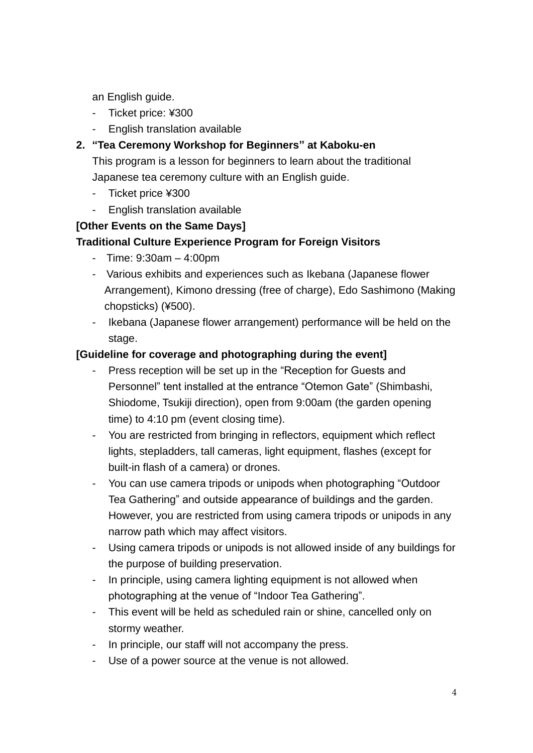an English guide.

- Ticket price: ¥300
- English translation available

2. **"Tea Ceremony Workshop for Beginners" at Kaboku-en**

   This program is a lesson for beginners to learn about the traditional Japanese tea ceremony culture with an English guide.

   - Ticket price ¥300
   - English translation available

**[Other Events on the Same Days]**

**Traditional Culture Experience Program for Foreign Visitors**

- Time: 9:30am – 4:00pm
- Various exhibits and experiences such as Ikebana (Japanese flower Arrangement), Kimono dressing (free of charge), Edo Sashimono (Making chopsticks) (¥500).
- Ikebana (Japanese flower arrangement) performance will be held on the stage.

**[Guideline for coverage and photographing during the event]**

- Press reception will be set up in the "Reception for Guests and Personnel" tent installed at the entrance "Otemon Gate" (Shimbashi, Shiodome, Tsukiji direction), open from 9:00am (the garden opening time) to 4:10 pm (event closing time).
- You are restricted from bringing in reflectors, equipment which reflect lights, stepladders, tall cameras, light equipment, flashes (except for built-in flash of a camera) or drones.
- You can use camera tripods or unipods when photographing "Outdoor Tea Gathering" and outside appearance of buildings and the garden. However, you are restricted from using camera tripods or unipods in any narrow path which may affect visitors.
- Using camera tripods or unipods is not allowed inside of any buildings for the purpose of building preservation.
- In principle, using camera lighting equipment is not allowed when photographing at the venue of "Indoor Tea Gathering".
- This event will be held as scheduled rain or shine, cancelled only on stormy weather.
- In principle, our staff will not accompany the press.
- Use of a power source at the venue is not allowed.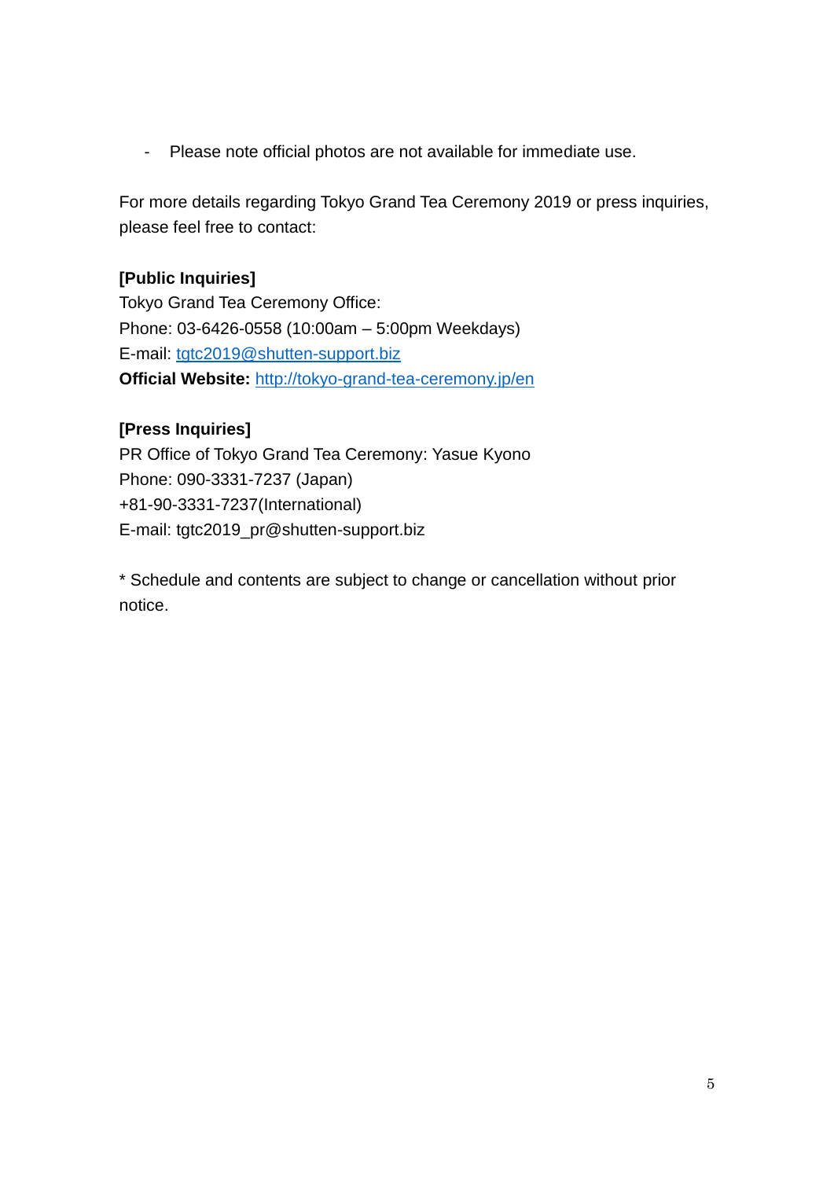- Please note official photos are not available for immediate use.

For more details regarding Tokyo Grand Tea Ceremony 2019 or press inquiries, please feel free to contact:

**[Public Inquiries]**
Tokyo Grand Tea Ceremony Office:
Phone: 03-6426-0558 (10:00am – 5:00pm Weekdays)
E-mail: tgtc2019@shutten-support.biz
**Official Website:** http://tokyo-grand-tea-ceremony.jp/en

**[Press Inquiries]**
PR Office of Tokyo Grand Tea Ceremony: Yasue Kyono
Phone: 090-3331-7237 (Japan)
+81-90-3331-7237(International)
E-mail: tgtc2019_pr@shutten-support.biz

* Schedule and contents are subject to change or cancellation without prior notice.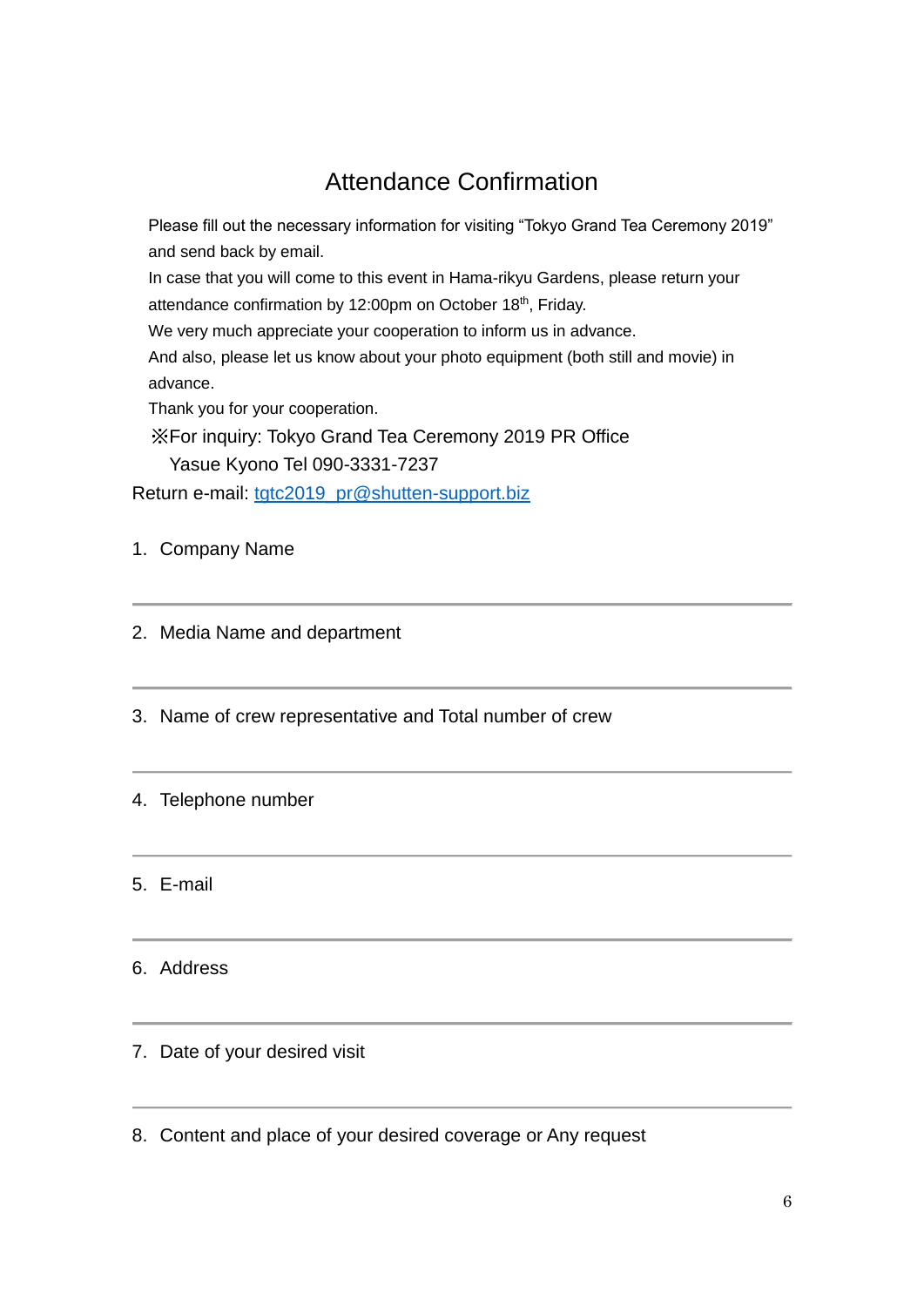# Attendance Confirmation

Please fill out the necessary information for visiting "Tokyo Grand Tea Ceremony 2019" and send back by email.

In case that you will come to this event in Hama-rikyu Gardens, please return your attendance confirmation by 12:00pm on October 18th, Friday.

We very much appreciate your cooperation to inform us in advance.

And also, please let us know about your photo equipment (both still and movie) in advance.

Thank you for your cooperation.

※For inquiry: Tokyo Grand Tea Ceremony 2019 PR Office
Yasue Kyono Tel 090-3331-7237

Return e-mail: tgtc2019_pr@shutten-support.biz

1. Company Name

---

2. Media Name and department

---

3. Name of crew representative and Total number of crew

---

4. Telephone number

---

5. E-mail

---

6. Address

---

7. Date of your desired visit

---

8. Content and place of your desired coverage or Any request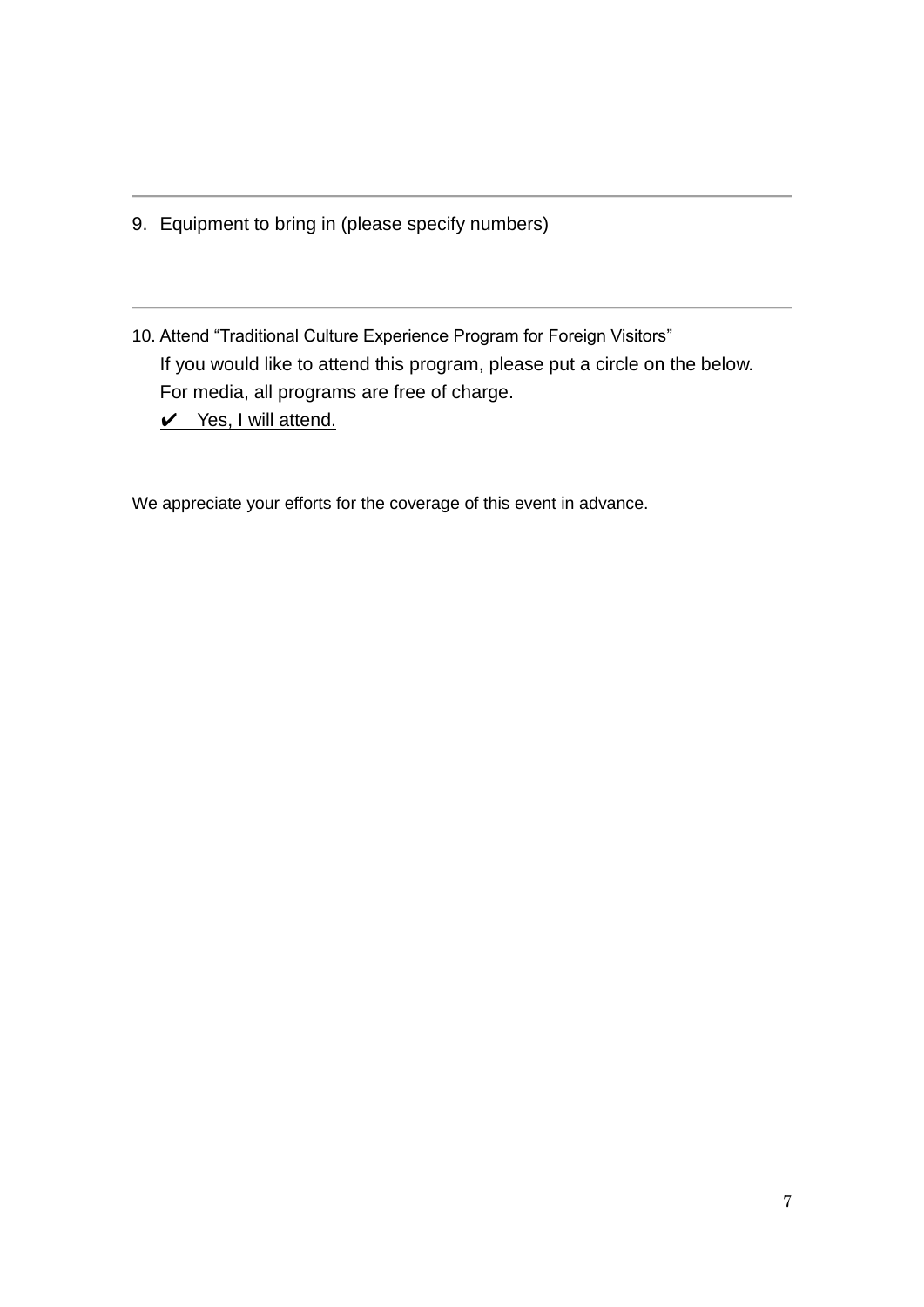---

9. Equipment to bring in (please specify numbers)

---

10. Attend “Traditional Culture Experience Program for Foreign Visitors”

    If you would like to attend this program, please put a circle on the below.

    For media, all programs are free of charge.

    ✔ Yes, I will attend.

We appreciate your efforts for the coverage of this event in advance.